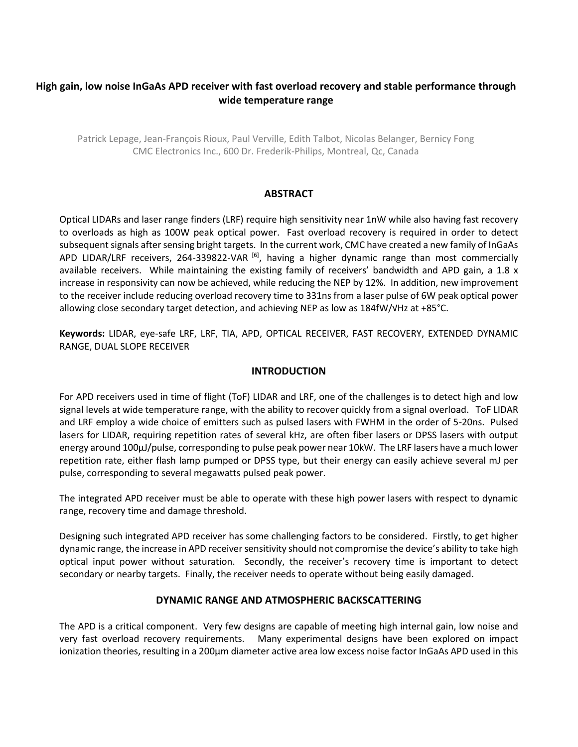# High gain, low noise InGaAs APD receiver with fast overload recovery and stable performance through wide temperature range

Patrick Lepage, Jean-François Rioux, Paul Verville, Edith Talbot, Nicolas Belanger, Bernicy Fong
CMC Electronics Inc., 600 Dr. Frederik-Philips, Montreal, Qc, Canada

## ABSTRACT

Optical LIDARs and laser range finders (LRF) require high sensitivity near 1nW while also having fast recovery to overloads as high as 100W peak optical power. Fast overload recovery is required in order to detect subsequent signals after sensing bright targets. In the current work, CMC have created a new family of InGaAs APD LIDAR/LRF receivers, 264-339822-VAR [6], having a higher dynamic range than most commercially available receivers. While maintaining the existing family of receivers' bandwidth and APD gain, a 1.8 x increase in responsivity can now be achieved, while reducing the NEP by 12%. In addition, new improvement to the receiver include reducing overload recovery time to 331ns from a laser pulse of 6W peak optical power allowing close secondary target detection, and achieving NEP as low as 184fW/√Hz at +85°C.

**Keywords:** LIDAR, eye-safe LRF, LRF, TIA, APD, OPTICAL RECEIVER, FAST RECOVERY, EXTENDED DYNAMIC RANGE, DUAL SLOPE RECEIVER

## INTRODUCTION

For APD receivers used in time of flight (ToF) LIDAR and LRF, one of the challenges is to detect high and low signal levels at wide temperature range, with the ability to recover quickly from a signal overload. ToF LIDAR and LRF employ a wide choice of emitters such as pulsed lasers with FWHM in the order of 5-20ns. Pulsed lasers for LIDAR, requiring repetition rates of several kHz, are often fiber lasers or DPSS lasers with output energy around 100µJ/pulse, corresponding to pulse peak power near 10kW. The LRF lasers have a much lower repetition rate, either flash lamp pumped or DPSS type, but their energy can easily achieve several mJ per pulse, corresponding to several megawatts pulsed peak power.

The integrated APD receiver must be able to operate with these high power lasers with respect to dynamic range, recovery time and damage threshold.

Designing such integrated APD receiver has some challenging factors to be considered. Firstly, to get higher dynamic range, the increase in APD receiver sensitivity should not compromise the device's ability to take high optical input power without saturation. Secondly, the receiver's recovery time is important to detect secondary or nearby targets. Finally, the receiver needs to operate without being easily damaged.

## DYNAMIC RANGE AND ATMOSPHERIC BACKSCATTERING

The APD is a critical component. Very few designs are capable of meeting high internal gain, low noise and very fast overload recovery requirements. Many experimental designs have been explored on impact ionization theories, resulting in a 200µm diameter active area low excess noise factor InGaAs APD used in this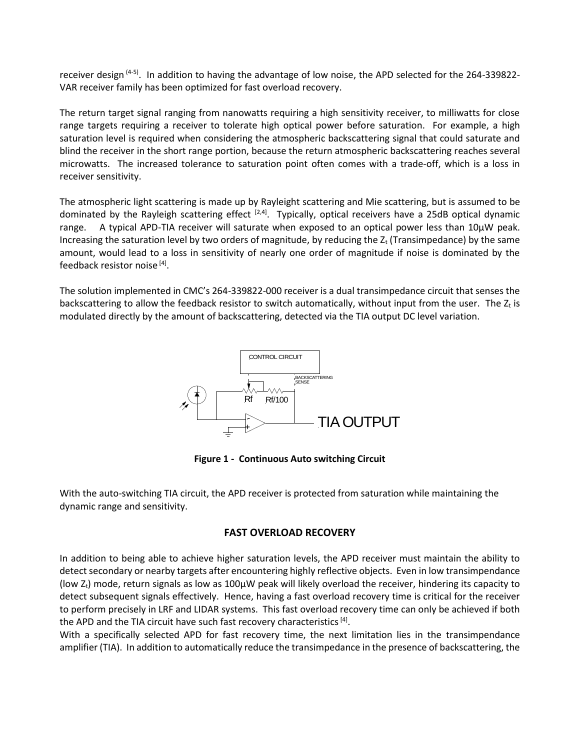receiver design [4-5]. In addition to having the advantage of low noise, the APD selected for the 264-339822-VAR receiver family has been optimized for fast overload recovery.

The return target signal ranging from nanowatts requiring a high sensitivity receiver, to milliwatts for close range targets requiring a receiver to tolerate high optical power before saturation. For example, a high saturation level is required when considering the atmospheric backscattering signal that could saturate and blind the receiver in the short range portion, because the return atmospheric backscattering reaches several microwatts. The increased tolerance to saturation point often comes with a trade-off, which is a loss in receiver sensitivity.

The atmospheric light scattering is made up by Rayleight scattering and Mie scattering, but is assumed to be dominated by the Rayleigh scattering effect [2,4]. Typically, optical receivers have a 25dB optical dynamic range. A typical APD-TIA receiver will saturate when exposed to an optical power less than 10µW peak. Increasing the saturation level by two orders of magnitude, by reducing the $Z_t$ (Transimpedance) by the same amount, would lead to a loss in sensitivity of nearly one order of magnitude if noise is dominated by the feedback resistor noise [4].

The solution implemented in CMC's 264-339822-000 receiver is a dual transimpedance circuit that senses the backscattering to allow the feedback resistor to switch automatically, without input from the user. The $Z_t$ is modulated directly by the amount of backscattering, detected via the TIA output DC level variation.

CONTROL CIRCUIT

BACKSCATTERING SENSE

Rf Rf/100

TIA OUTPUT

**Figure 1 - Continuous Auto switching Circuit**

With the auto-switching TIA circuit, the APD receiver is protected from saturation while maintaining the dynamic range and sensitivity.

## FAST OVERLOAD RECOVERY

In addition to being able to achieve higher saturation levels, the APD receiver must maintain the ability to detect secondary or nearby targets after encountering highly reflective objects. Even in low transimpendance (low $Z_t$) mode, return signals as low as 100µW peak will likely overload the receiver, hindering its capacity to detect subsequent signals effectively. Hence, having a fast overload recovery time is critical for the receiver to perform precisely in LRF and LIDAR systems. This fast overload recovery time can only be achieved if both the APD and the TIA circuit have such fast recovery characteristics [4].

With a specifically selected APD for fast recovery time, the next limitation lies in the transimpendance amplifier (TIA). In addition to automatically reduce the transimpedance in the presence of backscattering, the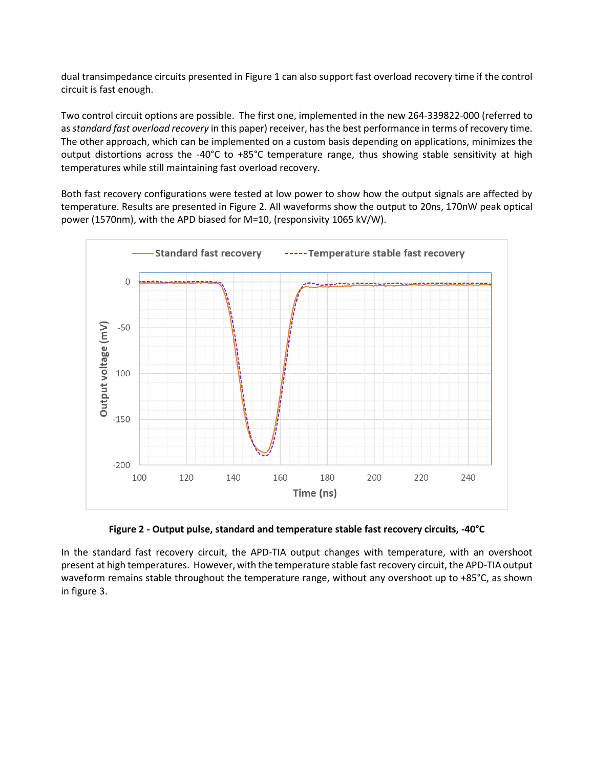dual transimpedance circuits presented in Figure 1 can also support fast overload recovery time if the control circuit is fast enough.

Two control circuit options are possible. The first one, implemented in the new 264-339822-000 (referred to as *standard fast overload recovery* in this paper) receiver, has the best performance in terms of recovery time. The other approach, which can be implemented on a custom basis depending on applications, minimizes the output distortions across the -40°C to +85°C temperature range, thus showing stable sensitivity at high temperatures while still maintaining fast overload recovery.

Both fast recovery configurations were tested at low power to show how the output signals are affected by temperature. Results are presented in Figure 2. All waveforms show the output to 20ns, 170nW peak optical power (1570nm), with the APD biased for M=10, (responsivity 1065 kV/W).

**Figure 2 - Output pulse, standard and temperature stable fast recovery circuits, -40°C**

In the standard fast recovery circuit, the APD-TIA output changes with temperature, with an overshoot present at high temperatures. However, with the temperature stable fast recovery circuit, the APD-TIA output waveform remains stable throughout the temperature range, without any overshoot up to +85°C, as shown in figure 3.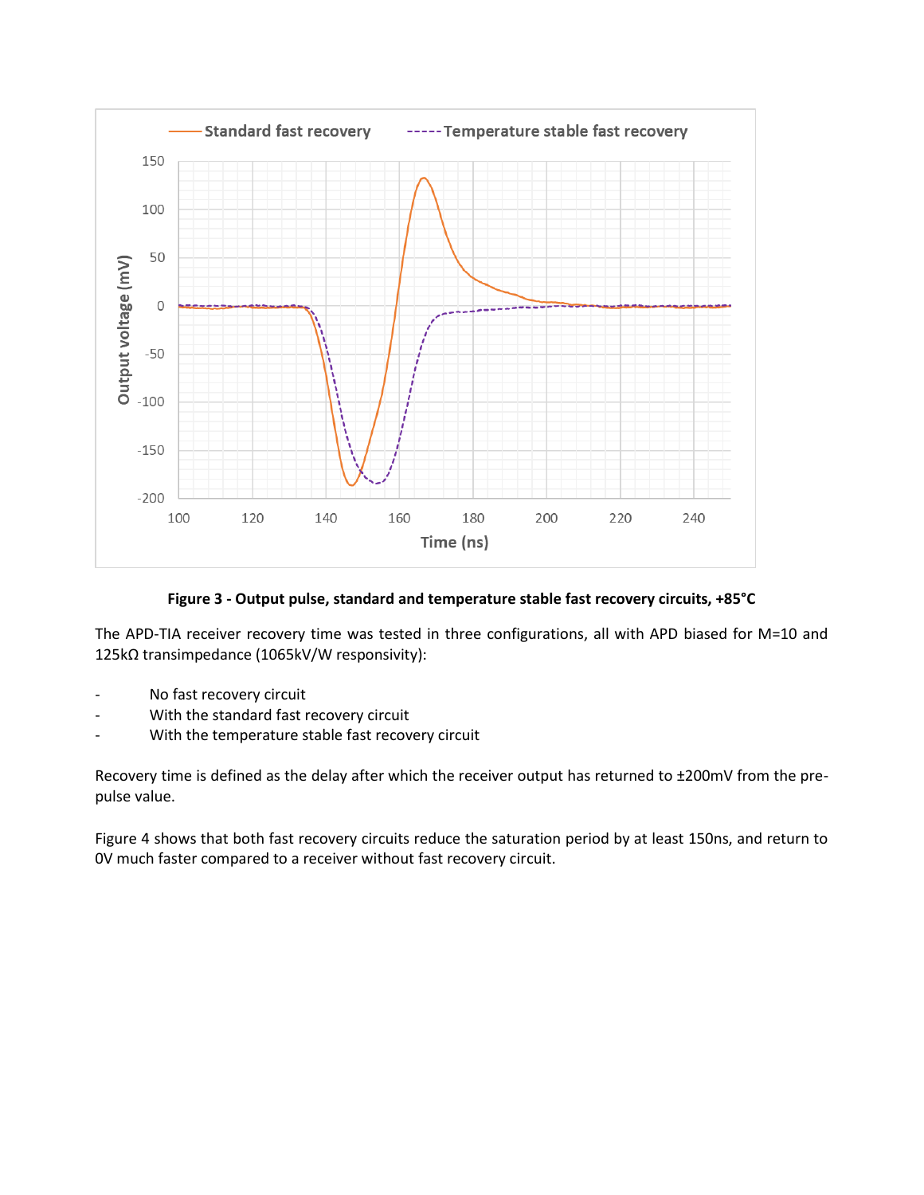**Figure 3 - Output pulse, standard and temperature stable fast recovery circuits, +85°C**

The APD-TIA receiver recovery time was tested in three configurations, all with APD biased for M=10 and 125kΩ transimpedance (1065kV/W responsivity):

- No fast recovery circuit
- With the standard fast recovery circuit
- With the temperature stable fast recovery circuit

Recovery time is defined as the delay after which the receiver output has returned to ±200mV from the pre-pulse value.

Figure 4 shows that both fast recovery circuits reduce the saturation period by at least 150ns, and return to 0V much faster compared to a receiver without fast recovery circuit.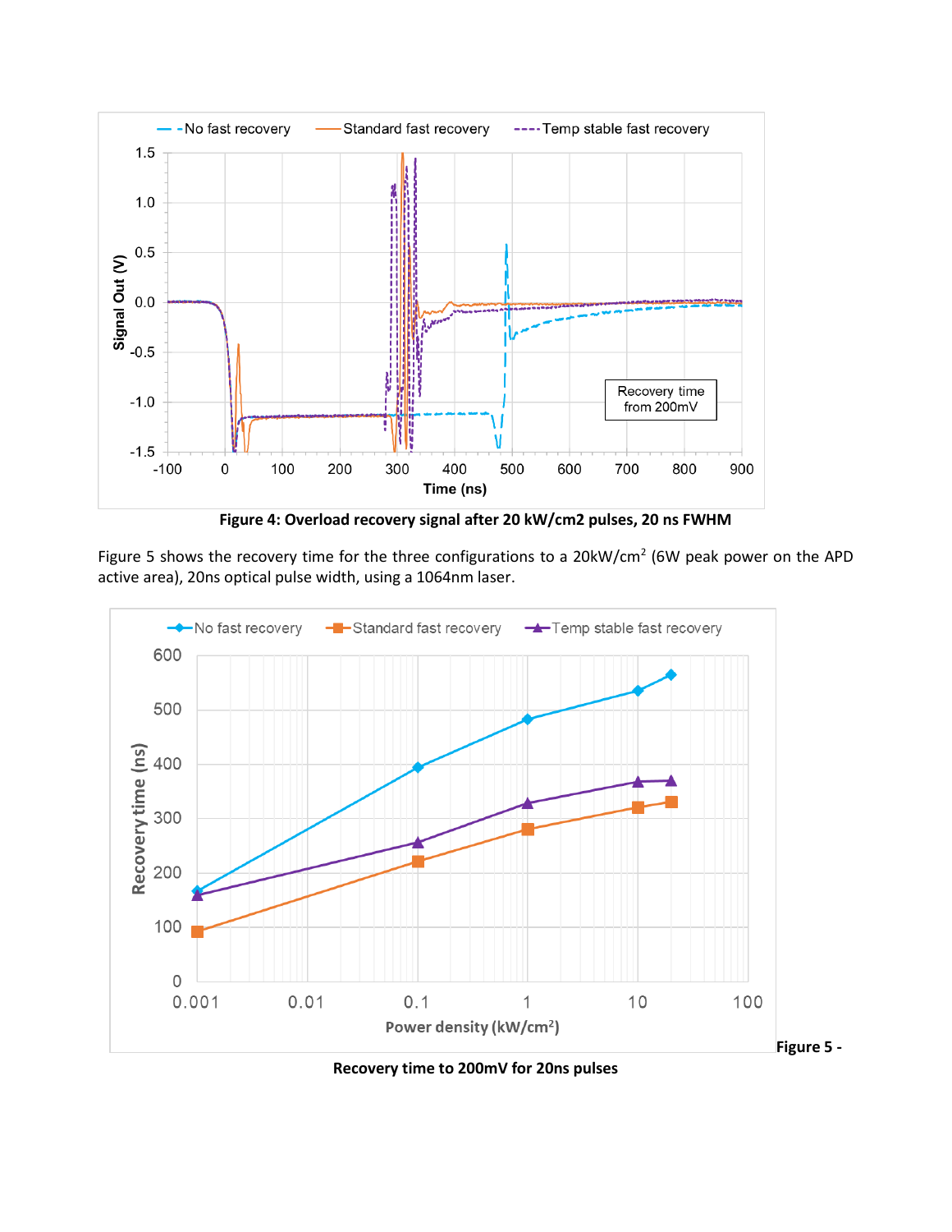**Figure 4: Overload recovery signal after 20 kW/cm2 pulses, 20 ns FWHM**

Figure 5 shows the recovery time for the three configurations to a 20kW/cm[2] (6W peak power on the APD active area), 20ns optical pulse width, using a 1064nm laser.

**Figure 5 -**

**Recovery time to 200mV for 20ns pulses**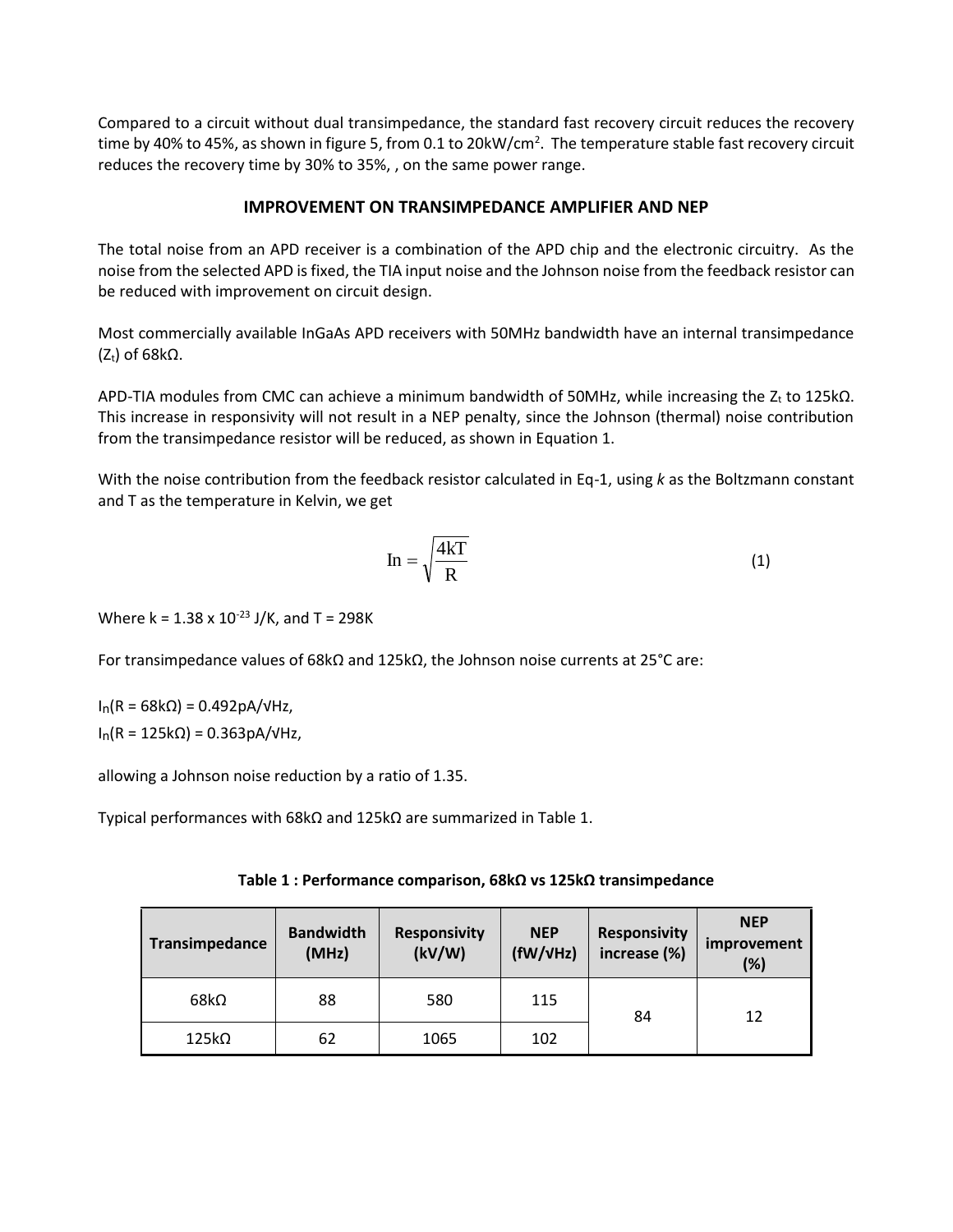Compared to a circuit without dual transimpedance, the standard fast recovery circuit reduces the recovery time by 40% to 45%, as shown in figure 5, from 0.1 to 20kW/cm$^2$. The temperature stable fast recovery circuit reduces the recovery time by 30% to 35%, , on the same power range.

## IMPROVEMENT ON TRANSIMPEDANCE AMPLIFIER AND NEP

The total noise from an APD receiver is a combination of the APD chip and the electronic circuitry. As the noise from the selected APD is fixed, the TIA input noise and the Johnson noise from the feedback resistor can be reduced with improvement on circuit design.

Most commercially available InGaAs APD receivers with 50MHz bandwidth have an internal transimpedance ($Z_t$) of 68kΩ.

APD-TIA modules from CMC can achieve a minimum bandwidth of 50MHz, while increasing the $Z_t$ to 125kΩ. This increase in responsivity will not result in a NEP penalty, since the Johnson (thermal) noise contribution from the transimpedance resistor will be reduced, as shown in Equation 1.

With the noise contribution from the feedback resistor calculated in Eq-1, using *k* as the Boltzmann constant and T as the temperature in Kelvin, we get

$$\mathrm{In} = \sqrt{\frac{4kT}{R}} \tag{1}$$

Where k = 1.38 x $10^{-23}$ J/K, and T = 298K

For transimpedance values of 68kΩ and 125kΩ, the Johnson noise currents at 25°C are:

$I_n$(R = 68kΩ) = 0.492pA/√Hz,
$I_n$(R = 125kΩ) = 0.363pA/√Hz,

allowing a Johnson noise reduction by a ratio of 1.35.

Typical performances with 68kΩ and 125kΩ are summarized in Table 1.

**Table 1 : Performance comparison, 68kΩ vs 125kΩ transimpedance**

| Transimpedance | Bandwidth (MHz) | Responsivity (kV/W) | NEP (fW/√Hz) | Responsivity increase (%) | NEP improvement (%) |
|---|---|---|---|---|---|
| 68kΩ | 88 | 580 | 115 | 84 | 12 |
| 125kΩ | 62 | 1065 | 102 | | |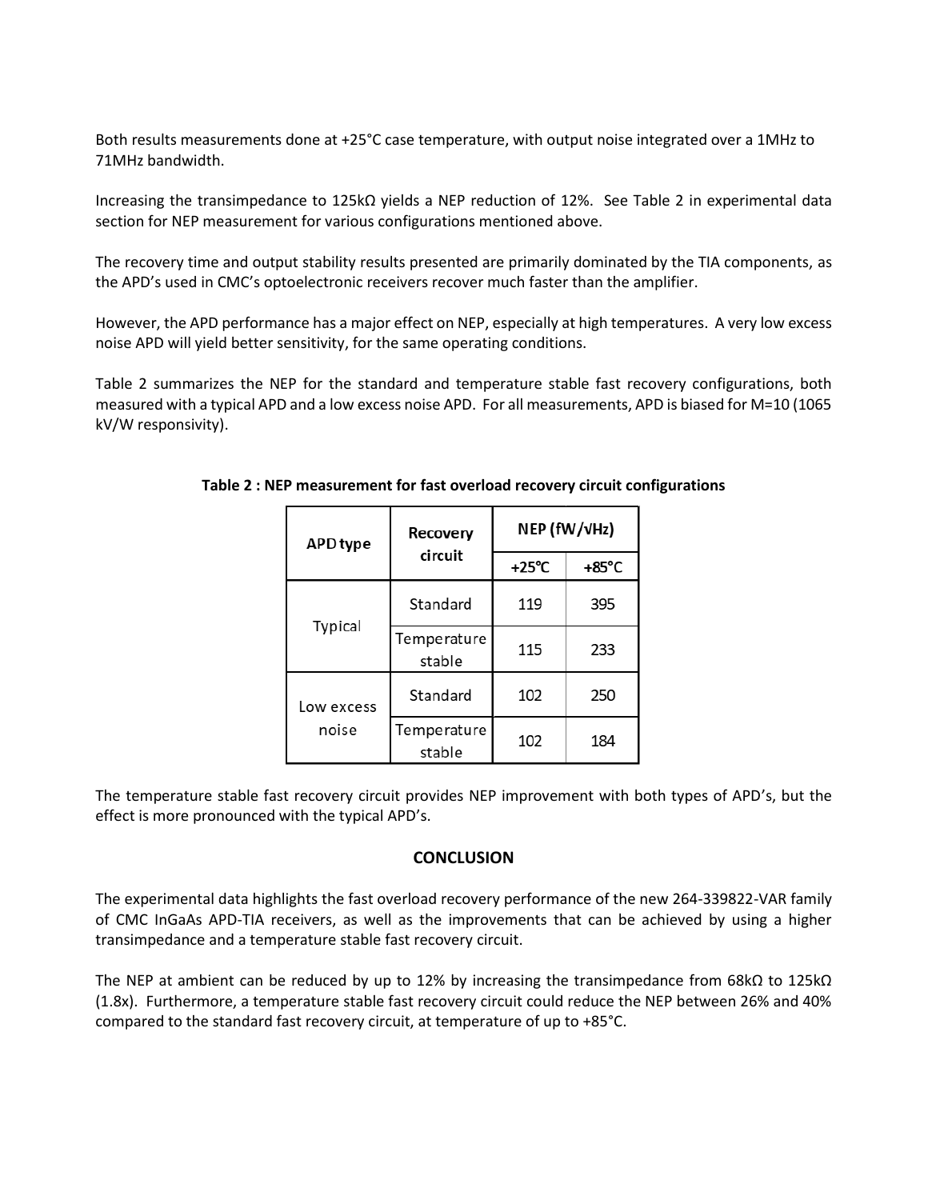Both results measurements done at +25°C case temperature, with output noise integrated over a 1MHz to 71MHz bandwidth.

Increasing the transimpedance to 125kΩ yields a NEP reduction of 12%. See Table 2 in experimental data section for NEP measurement for various configurations mentioned above.

The recovery time and output stability results presented are primarily dominated by the TIA components, as the APD's used in CMC's optoelectronic receivers recover much faster than the amplifier.

However, the APD performance has a major effect on NEP, especially at high temperatures. A very low excess noise APD will yield better sensitivity, for the same operating conditions.

Table 2 summarizes the NEP for the standard and temperature stable fast recovery configurations, both measured with a typical APD and a low excess noise APD. For all measurements, APD is biased for M=10 (1065 kV/W responsivity).

**Table 2 : NEP measurement for fast overload recovery circuit configurations**

| APD type | Recovery circuit | NEP (fW/√Hz) | |
|---|---|---|---|
| | | +25°C | +85°C |
| Typical | Standard | 119 | 395 |
| | Temperature stable | 115 | 233 |
| Low excess noise | Standard | 102 | 250 |
| | Temperature stable | 102 | 184 |

The temperature stable fast recovery circuit provides NEP improvement with both types of APD's, but the effect is more pronounced with the typical APD's.

## CONCLUSION

The experimental data highlights the fast overload recovery performance of the new 264-339822-VAR family of CMC InGaAs APD-TIA receivers, as well as the improvements that can be achieved by using a higher transimpedance and a temperature stable fast recovery circuit.

The NEP at ambient can be reduced by up to 12% by increasing the transimpedance from 68kΩ to 125kΩ (1.8x). Furthermore, a temperature stable fast recovery circuit could reduce the NEP between 26% and 40% compared to the standard fast recovery circuit, at temperature of up to +85°C.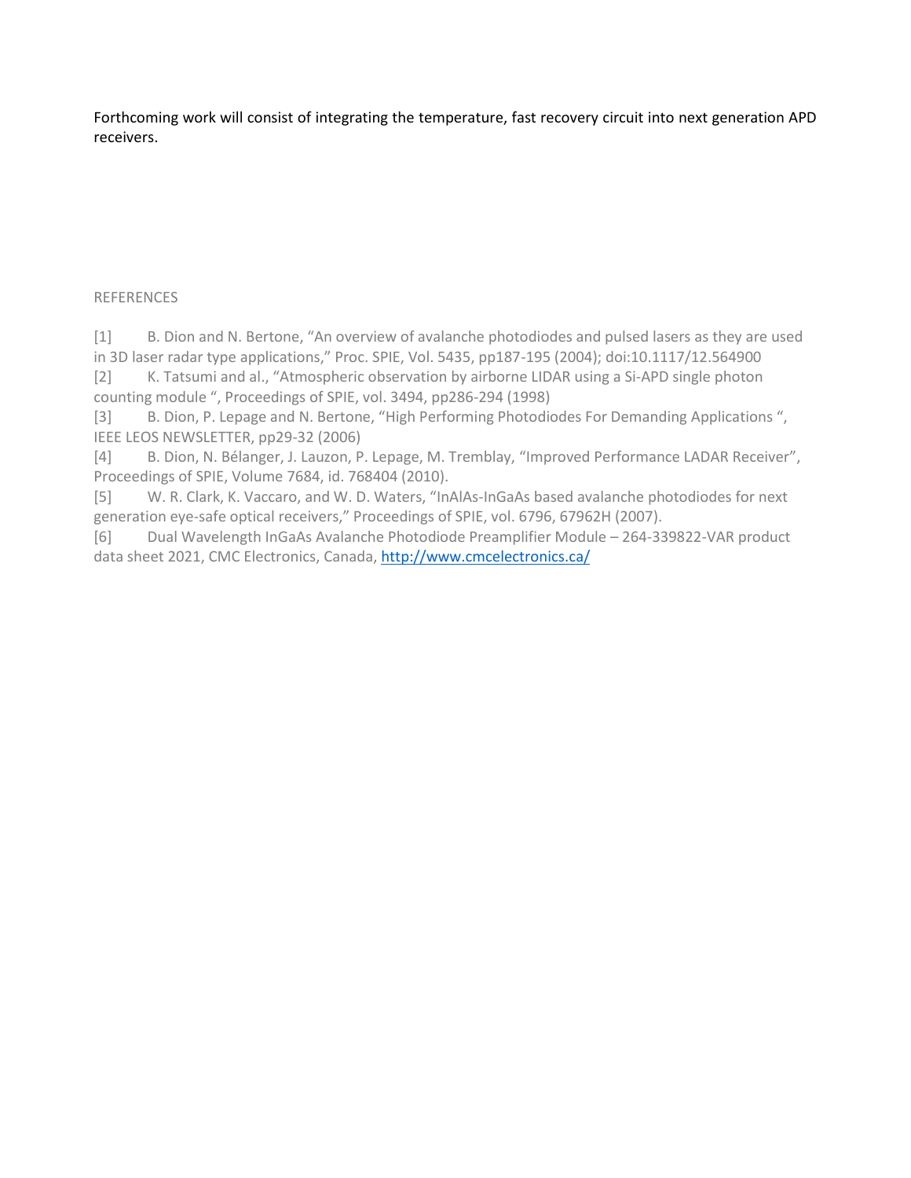Forthcoming work will consist of integrating the temperature, fast recovery circuit into next generation APD receivers.

## REFERENCES

[1] B. Dion and N. Bertone, "An overview of avalanche photodiodes and pulsed lasers as they are used in 3D laser radar type applications," Proc. SPIE, Vol. 5435, pp187-195 (2004); doi:10.1117/12.564900

[2] K. Tatsumi and al., "Atmospheric observation by airborne LIDAR using a Si-APD single photon counting module ", Proceedings of SPIE, vol. 3494, pp286-294 (1998)

[3] B. Dion, P. Lepage and N. Bertone, "High Performing Photodiodes For Demanding Applications ", IEEE LEOS NEWSLETTER, pp29-32 (2006)

[4] B. Dion, N. Bélanger, J. Lauzon, P. Lepage, M. Tremblay, "Improved Performance LADAR Receiver", Proceedings of SPIE, Volume 7684, id. 768404 (2010).

[5] W. R. Clark, K. Vaccaro, and W. D. Waters, "InAlAs-InGaAs based avalanche photodiodes for next generation eye-safe optical receivers," Proceedings of SPIE, vol. 6796, 67962H (2007).

[6] Dual Wavelength InGaAs Avalanche Photodiode Preamplifier Module – 264-339822-VAR product data sheet 2021, CMC Electronics, Canada, http://www.cmcelectronics.ca/